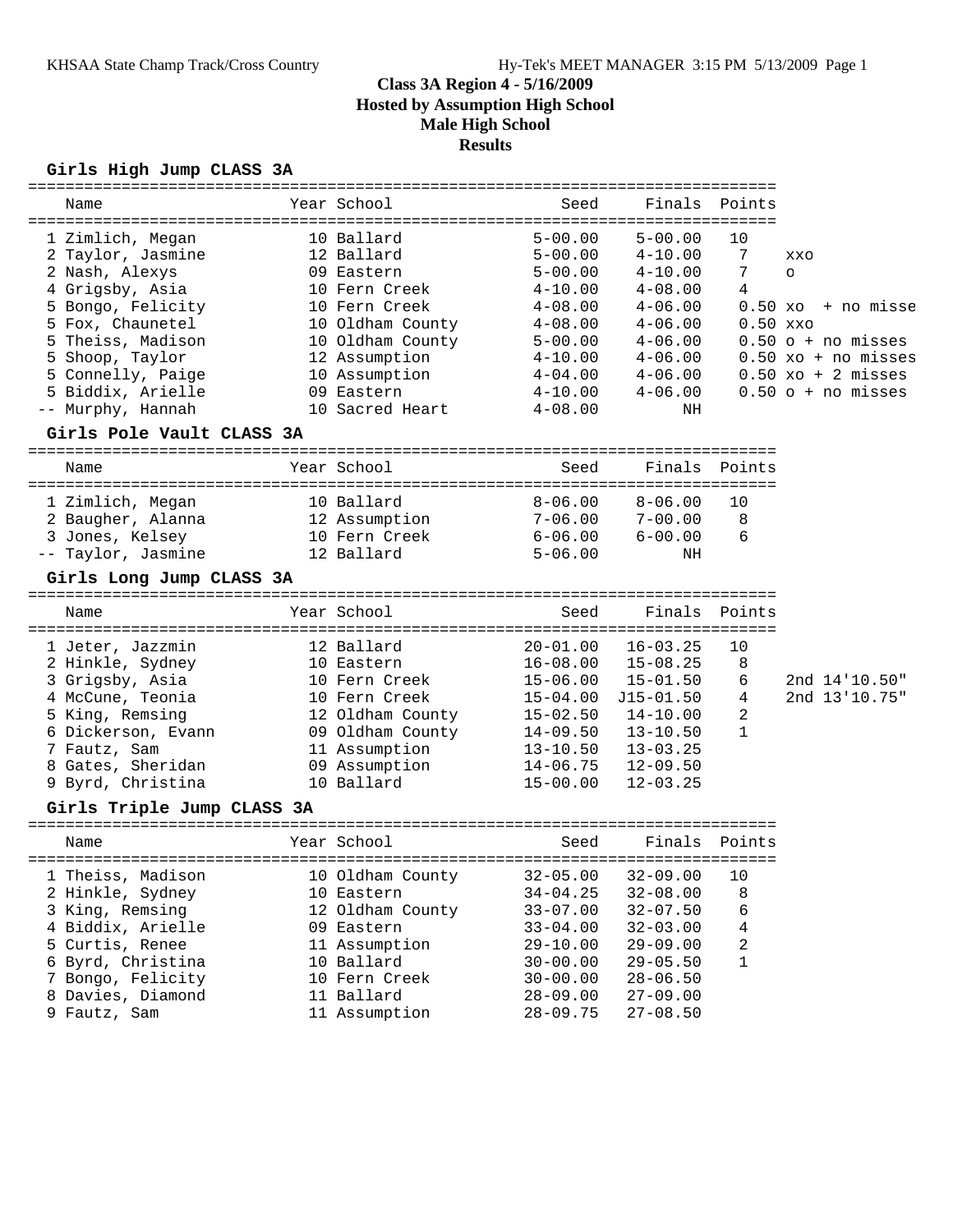# Class 3A Region 4 - 5/16/2009

**Hosted by Assumption High School**

**Male High School**

**Results**

## Girls High Jump CLASS 3A

| Place | Name | Year | School | Seed | Finals | Points | |
|---|---|---|---|---|---|---|---|
| 1 | Zimlich, Megan | 10 | Ballard | 5-00.00 | 5-00.00 | 10 | |
| 2 | Taylor, Jasmine | 12 | Ballard | 5-00.00 | 4-10.00 | 7 | xxo |
| 2 | Nash, Alexys | 09 | Eastern | 5-00.00 | 4-10.00 | 7 | o |
| 4 | Grigsby, Asia | 10 | Fern Creek | 4-10.00 | 4-08.00 | 4 | |
| 5 | Bongo, Felicity | 10 | Fern Creek | 4-08.00 | 4-06.00 | 0.50 | xo + no misse |
| 5 | Fox, Chaunetel | 10 | Oldham County | 4-08.00 | 4-06.00 | 0.50 | xxo |
| 5 | Theiss, Madison | 10 | Oldham County | 5-00.00 | 4-06.00 | 0.50 | o + no misses |
| 5 | Shoop, Taylor | 12 | Assumption | 4-10.00 | 4-06.00 | 0.50 | xo + no misses |
| 5 | Connelly, Paige | 10 | Assumption | 4-04.00 | 4-06.00 | 0.50 | xo + 2 misses |
| 5 | Biddix, Arielle | 09 | Eastern | 4-10.00 | 4-06.00 | 0.50 | o + no misses |
| -- | Murphy, Hannah | 10 | Sacred Heart | 4-08.00 | NH | | |

## Girls Pole Vault CLASS 3A

| Place | Name | Year | School | Seed | Finals | Points |
|---|---|---|---|---|---|---|
| 1 | Zimlich, Megan | 10 | Ballard | 8-06.00 | 8-06.00 | 10 |
| 2 | Baugher, Alanna | 12 | Assumption | 7-06.00 | 7-00.00 | 8 |
| 3 | Jones, Kelsey | 10 | Fern Creek | 6-06.00 | 6-00.00 | 6 |
| -- | Taylor, Jasmine | 12 | Ballard | 5-06.00 | NH | |

## Girls Long Jump CLASS 3A

| Place | Name | Year | School | Seed | Finals | Points | |
|---|---|---|---|---|---|---|---|
| 1 | Jeter, Jazzmin | 12 | Ballard | 20-01.00 | 16-03.25 | 10 | |
| 2 | Hinkle, Sydney | 10 | Eastern | 16-08.00 | 15-08.25 | 8 | |
| 3 | Grigsby, Asia | 10 | Fern Creek | 15-06.00 | 15-01.50 | 6 | 2nd 14'10.50" |
| 4 | McCune, Teonia | 10 | Fern Creek | 15-04.00 | J15-01.50 | 4 | 2nd 13'10.75" |
| 5 | King, Remsing | 12 | Oldham County | 15-02.50 | 14-10.00 | 2 | |
| 6 | Dickerson, Evann | 09 | Oldham County | 14-09.50 | 13-10.50 | 1 | |
| 7 | Fautz, Sam | 11 | Assumption | 13-10.50 | 13-03.25 | | |
| 8 | Gates, Sheridan | 09 | Assumption | 14-06.75 | 12-09.50 | | |
| 9 | Byrd, Christina | 10 | Ballard | 15-00.00 | 12-03.25 | | |

## Girls Triple Jump CLASS 3A

| Place | Name | Year | School | Seed | Finals | Points |
|---|---|---|---|---|---|---|
| 1 | Theiss, Madison | 10 | Oldham County | 32-05.00 | 32-09.00 | 10 |
| 2 | Hinkle, Sydney | 10 | Eastern | 34-04.25 | 32-08.00 | 8 |
| 3 | King, Remsing | 12 | Oldham County | 33-07.00 | 32-07.50 | 6 |
| 4 | Biddix, Arielle | 09 | Eastern | 33-04.00 | 32-03.00 | 4 |
| 5 | Curtis, Renee | 11 | Assumption | 29-10.00 | 29-09.00 | 2 |
| 6 | Byrd, Christina | 10 | Ballard | 30-00.00 | 29-05.50 | 1 |
| 7 | Bongo, Felicity | 10 | Fern Creek | 30-00.00 | 28-06.50 | |
| 8 | Davies, Diamond | 11 | Ballard | 28-09.00 | 27-09.00 | |
| 9 | Fautz, Sam | 11 | Assumption | 28-09.75 | 27-08.50 | |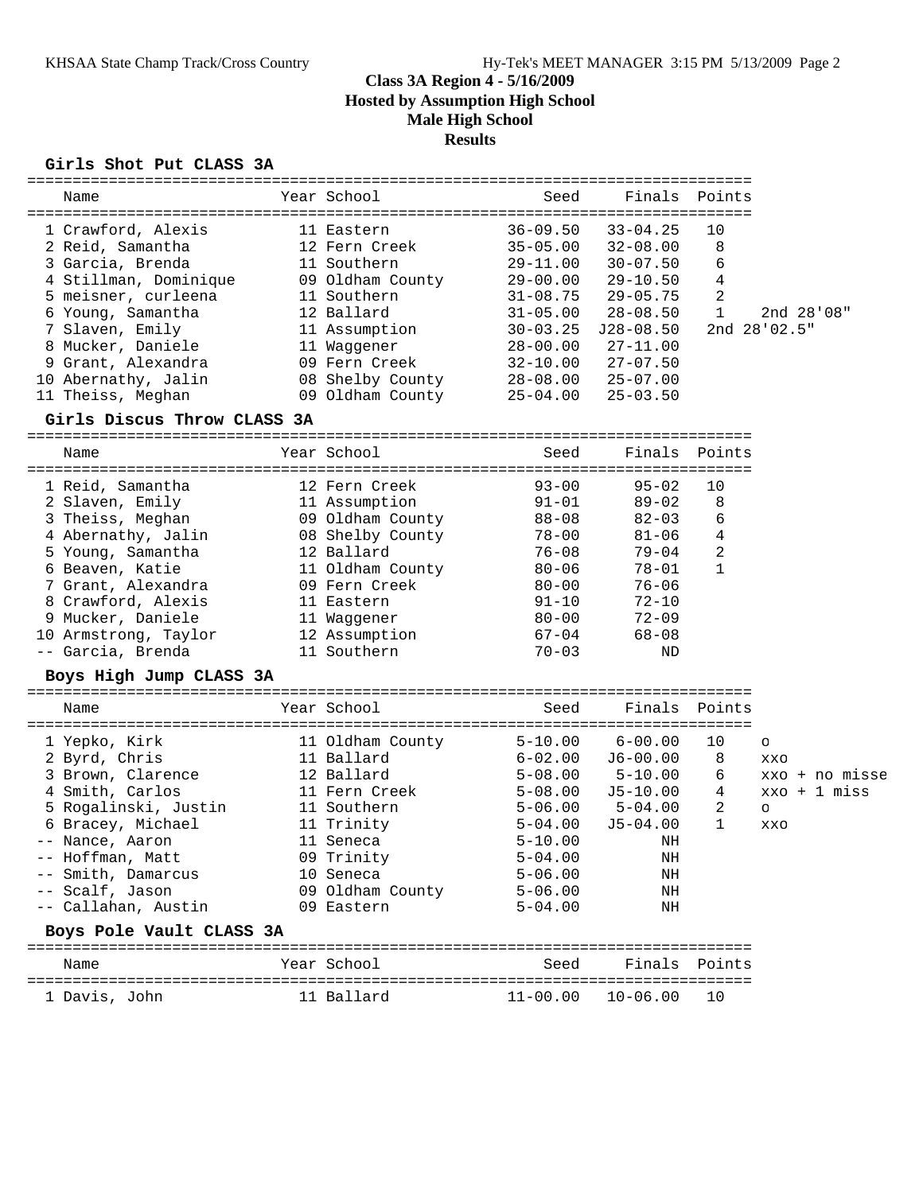**Class 3A Region 4 - 5/16/2009**
**Hosted by Assumption High School**
**Male High School**
**Results**

### Girls Shot Put CLASS 3A

| | Name | Year | School | Seed | Finals | Points | |
|---|---|---|---|---|---|---|---|
| 1 | Crawford, Alexis | 11 | Eastern | 36-09.50 | 33-04.25 | 10 | |
| 2 | Reid, Samantha | 12 | Fern Creek | 35-05.00 | 32-08.00 | 8 | |
| 3 | Garcia, Brenda | 11 | Southern | 29-11.00 | 30-07.50 | 6 | |
| 4 | Stillman, Dominique | 09 | Oldham County | 29-00.00 | 29-10.50 | 4 | |
| 5 | meisner, curleena | 11 | Southern | 31-08.75 | 29-05.75 | 2 | |
| 6 | Young, Samantha | 12 | Ballard | 31-05.00 | 28-08.50 | 1 | 2nd 28'08" |
| 7 | Slaven, Emily | 11 | Assumption | 30-03.25 | J28-08.50 | | 2nd 28'02.5" |
| 8 | Mucker, Daniele | 11 | Waggener | 28-00.00 | 27-11.00 | | |
| 9 | Grant, Alexandra | 09 | Fern Creek | 32-10.00 | 27-07.50 | | |
| 10 | Abernathy, Jalin | 08 | Shelby County | 28-08.00 | 25-07.00 | | |
| 11 | Theiss, Meghan | 09 | Oldham County | 25-04.00 | 25-03.50 | | |

### Girls Discus Throw CLASS 3A

| | Name | Year | School | Seed | Finals | Points |
|---|---|---|---|---|---|---|
| 1 | Reid, Samantha | 12 | Fern Creek | 93-00 | 95-02 | 10 |
| 2 | Slaven, Emily | 11 | Assumption | 91-01 | 89-02 | 8 |
| 3 | Theiss, Meghan | 09 | Oldham County | 88-08 | 82-03 | 6 |
| 4 | Abernathy, Jalin | 08 | Shelby County | 78-00 | 81-06 | 4 |
| 5 | Young, Samantha | 12 | Ballard | 76-08 | 79-04 | 2 |
| 6 | Beaven, Katie | 11 | Oldham County | 80-06 | 78-01 | 1 |
| 7 | Grant, Alexandra | 09 | Fern Creek | 80-00 | 76-06 | |
| 8 | Crawford, Alexis | 11 | Eastern | 91-10 | 72-10 | |
| 9 | Mucker, Daniele | 11 | Waggener | 80-00 | 72-09 | |
| 10 | Armstrong, Taylor | 12 | Assumption | 67-04 | 68-08 | |
| -- | Garcia, Brenda | 11 | Southern | 70-03 | ND | |

### Boys High Jump CLASS 3A

| | Name | Year | School | Seed | Finals | Points | |
|---|---|---|---|---|---|---|---|
| 1 | Yepko, Kirk | 11 | Oldham County | 5-10.00 | 6-00.00 | 10 | o |
| 2 | Byrd, Chris | 11 | Ballard | 6-02.00 | J6-00.00 | 8 | xxo |
| 3 | Brown, Clarence | 12 | Ballard | 5-08.00 | 5-10.00 | 6 | xxo + no misse |
| 4 | Smith, Carlos | 11 | Fern Creek | 5-08.00 | J5-10.00 | 4 | xxo + 1 miss |
| 5 | Rogalinski, Justin | 11 | Southern | 5-06.00 | 5-04.00 | 2 | o |
| 6 | Bracey, Michael | 11 | Trinity | 5-04.00 | J5-04.00 | 1 | xxo |
| -- | Nance, Aaron | 11 | Seneca | 5-10.00 | NH | | |
| -- | Hoffman, Matt | 09 | Trinity | 5-04.00 | NH | | |
| -- | Smith, Damarcus | 10 | Seneca | 5-06.00 | NH | | |
| -- | Scalf, Jason | 09 | Oldham County | 5-06.00 | NH | | |
| -- | Callahan, Austin | 09 | Eastern | 5-04.00 | NH | | |

### Boys Pole Vault CLASS 3A

| | Name | Year | School | Seed | Finals | Points |
|---|---|---|---|---|---|---|
| 1 | Davis, John | 11 | Ballard | 11-00.00 | 10-06.00 | 10 |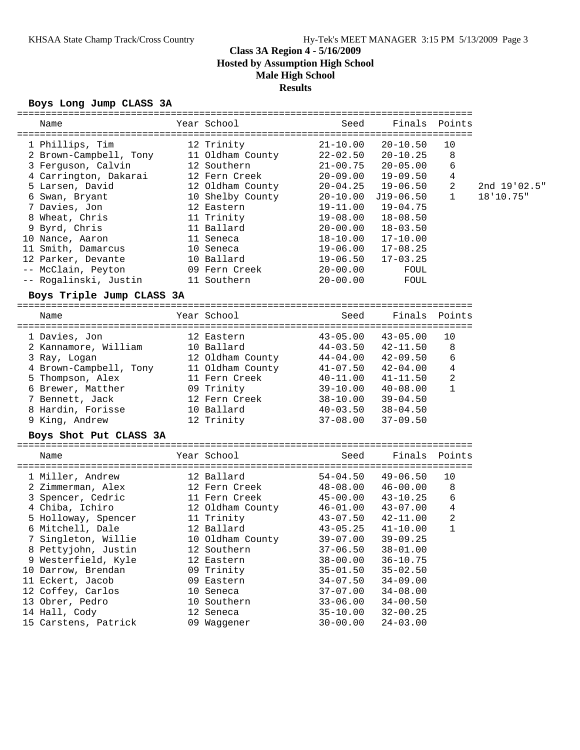**Class 3A Region 4 - 5/16/2009**
**Hosted by Assumption High School**
**Male High School**
**Results**

### Boys Long Jump CLASS 3A

| | Name | Year | School | Seed | Finals | Points | |
|---|---|---|---|---|---|---|---|
| 1 | Phillips, Tim | 12 | Trinity | 21-10.00 | 20-10.50 | 10 | |
| 2 | Brown-Campbell, Tony | 11 | Oldham County | 22-02.50 | 20-10.25 | 8 | |
| 3 | Ferguson, Calvin | 12 | Southern | 21-00.75 | 20-05.00 | 6 | |
| 4 | Carrington, Dakarai | 12 | Fern Creek | 20-09.00 | 19-09.50 | 4 | |
| 5 | Larsen, David | 12 | Oldham County | 20-04.25 | 19-06.50 | 2 | 2nd 19'02.5" |
| 6 | Swan, Bryant | 10 | Shelby County | 20-10.00 | J19-06.50 | 1 | 18'10.75" |
| 7 | Davies, Jon | 12 | Eastern | 19-11.00 | 19-04.75 | | |
| 8 | Wheat, Chris | 11 | Trinity | 19-08.00 | 18-08.50 | | |
| 9 | Byrd, Chris | 11 | Ballard | 20-00.00 | 18-03.50 | | |
| 10 | Nance, Aaron | 11 | Seneca | 18-10.00 | 17-10.00 | | |
| 11 | Smith, Damarcus | 10 | Seneca | 19-06.00 | 17-08.25 | | |
| 12 | Parker, Devante | 10 | Ballard | 19-06.50 | 17-03.25 | | |
| -- | McClain, Peyton | 09 | Fern Creek | 20-00.00 | FOUL | | |
| -- | Rogalinski, Justin | 11 | Southern | 20-00.00 | FOUL | | |

### Boys Triple Jump CLASS 3A

| | Name | Year | School | Seed | Finals | Points |
|---|---|---|---|---|---|---|
| 1 | Davies, Jon | 12 | Eastern | 43-05.00 | 43-05.00 | 10 |
| 2 | Kannamore, William | 10 | Ballard | 44-03.50 | 42-11.50 | 8 |
| 3 | Ray, Logan | 12 | Oldham County | 44-04.00 | 42-09.50 | 6 |
| 4 | Brown-Campbell, Tony | 11 | Oldham County | 41-07.50 | 42-04.00 | 4 |
| 5 | Thompson, Alex | 11 | Fern Creek | 40-11.00 | 41-11.50 | 2 |
| 6 | Brewer, Matther | 09 | Trinity | 39-10.00 | 40-08.00 | 1 |
| 7 | Bennett, Jack | 12 | Fern Creek | 38-10.00 | 39-04.50 | |
| 8 | Hardin, Forisse | 10 | Ballard | 40-03.50 | 38-04.50 | |
| 9 | King, Andrew | 12 | Trinity | 37-08.00 | 37-09.50 | |

### Boys Shot Put CLASS 3A

| | Name | Year | School | Seed | Finals | Points |
|---|---|---|---|---|---|---|
| 1 | Miller, Andrew | 12 | Ballard | 54-04.50 | 49-06.50 | 10 |
| 2 | Zimmerman, Alex | 12 | Fern Creek | 48-08.00 | 46-00.00 | 8 |
| 3 | Spencer, Cedric | 11 | Fern Creek | 45-00.00 | 43-10.25 | 6 |
| 4 | Chiba, Ichiro | 12 | Oldham County | 46-01.00 | 43-07.00 | 4 |
| 5 | Holloway, Spencer | 11 | Trinity | 43-07.50 | 42-11.00 | 2 |
| 6 | Mitchell, Dale | 12 | Ballard | 43-05.25 | 41-10.00 | 1 |
| 7 | Singleton, Willie | 10 | Oldham County | 39-07.00 | 39-09.25 | |
| 8 | Pettyjohn, Justin | 12 | Southern | 37-06.50 | 38-01.00 | |
| 9 | Westerfield, Kyle | 12 | Eastern | 38-00.00 | 36-10.75 | |
| 10 | Darrow, Brendan | 09 | Trinity | 35-01.50 | 35-02.50 | |
| 11 | Eckert, Jacob | 09 | Eastern | 34-07.50 | 34-09.00 | |
| 12 | Coffey, Carlos | 10 | Seneca | 37-07.00 | 34-08.00 | |
| 13 | Obrer, Pedro | 10 | Southern | 33-06.00 | 34-00.50 | |
| 14 | Hall, Cody | 12 | Seneca | 35-10.00 | 32-00.25 | |
| 15 | Carstens, Patrick | 09 | Waggener | 30-00.00 | 24-03.00 | |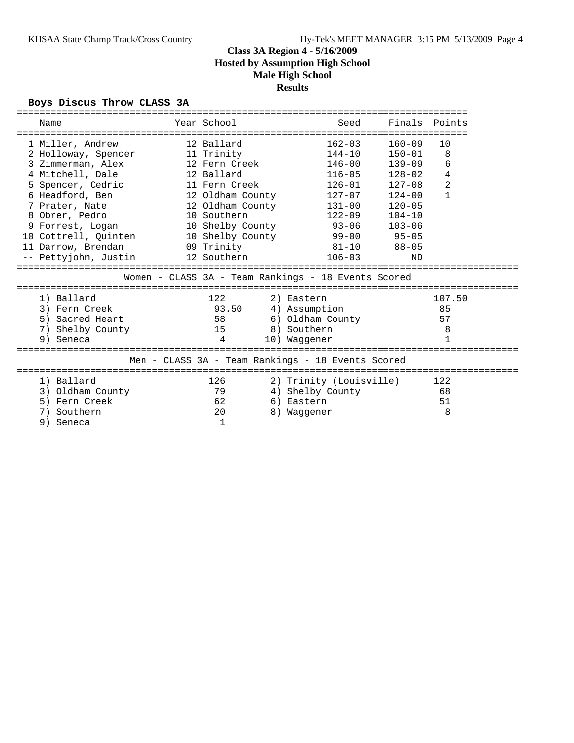## Class 3A Region 4 - 5/16/2009
## Hosted by Assumption High School
## Male High School
## Results

### Boys Discus Throw CLASS 3A

| Place | Name | Year | School | Seed | Finals | Points |
|---|---|---|---|---|---|---|
| 1 | Miller, Andrew | 12 | Ballard | 162-03 | 160-09 | 10 |
| 2 | Holloway, Spencer | 11 | Trinity | 144-10 | 150-01 | 8 |
| 3 | Zimmerman, Alex | 12 | Fern Creek | 146-00 | 139-09 | 6 |
| 4 | Mitchell, Dale | 12 | Ballard | 116-05 | 128-02 | 4 |
| 5 | Spencer, Cedric | 11 | Fern Creek | 126-01 | 127-08 | 2 |
| 6 | Headford, Ben | 12 | Oldham County | 127-07 | 124-00 | 1 |
| 7 | Prater, Nate | 12 | Oldham County | 131-00 | 120-05 | |
| 8 | Obrer, Pedro | 10 | Southern | 122-09 | 104-10 | |
| 9 | Forrest, Logan | 10 | Shelby County | 93-06 | 103-06 | |
| 10 | Cottrell, Quinten | 10 | Shelby County | 99-00 | 95-05 | |
| 11 | Darrow, Brendan | 09 | Trinity | 81-10 | 88-05 | |
| -- | Pettyjohn, Justin | 12 | Southern | 106-03 | ND | |

### Women - CLASS 3A - Team Rankings - 18 Events Scored

| | | | |
|---|---|---|---|
| 1) Ballard | 122 | 2) Eastern | 107.50 |
| 3) Fern Creek | 93.50 | 4) Assumption | 85 |
| 5) Sacred Heart | 58 | 6) Oldham County | 57 |
| 7) Shelby County | 15 | 8) Southern | 8 |
| 9) Seneca | 4 | 10) Waggener | 1 |

### Men - CLASS 3A - Team Rankings - 18 Events Scored

| | | | |
|---|---|---|---|
| 1) Ballard | 126 | 2) Trinity (Louisville) | 122 |
| 3) Oldham County | 79 | 4) Shelby County | 68 |
| 5) Fern Creek | 62 | 6) Eastern | 51 |
| 7) Southern | 20 | 8) Waggener | 8 |
| 9) Seneca | 1 | | |